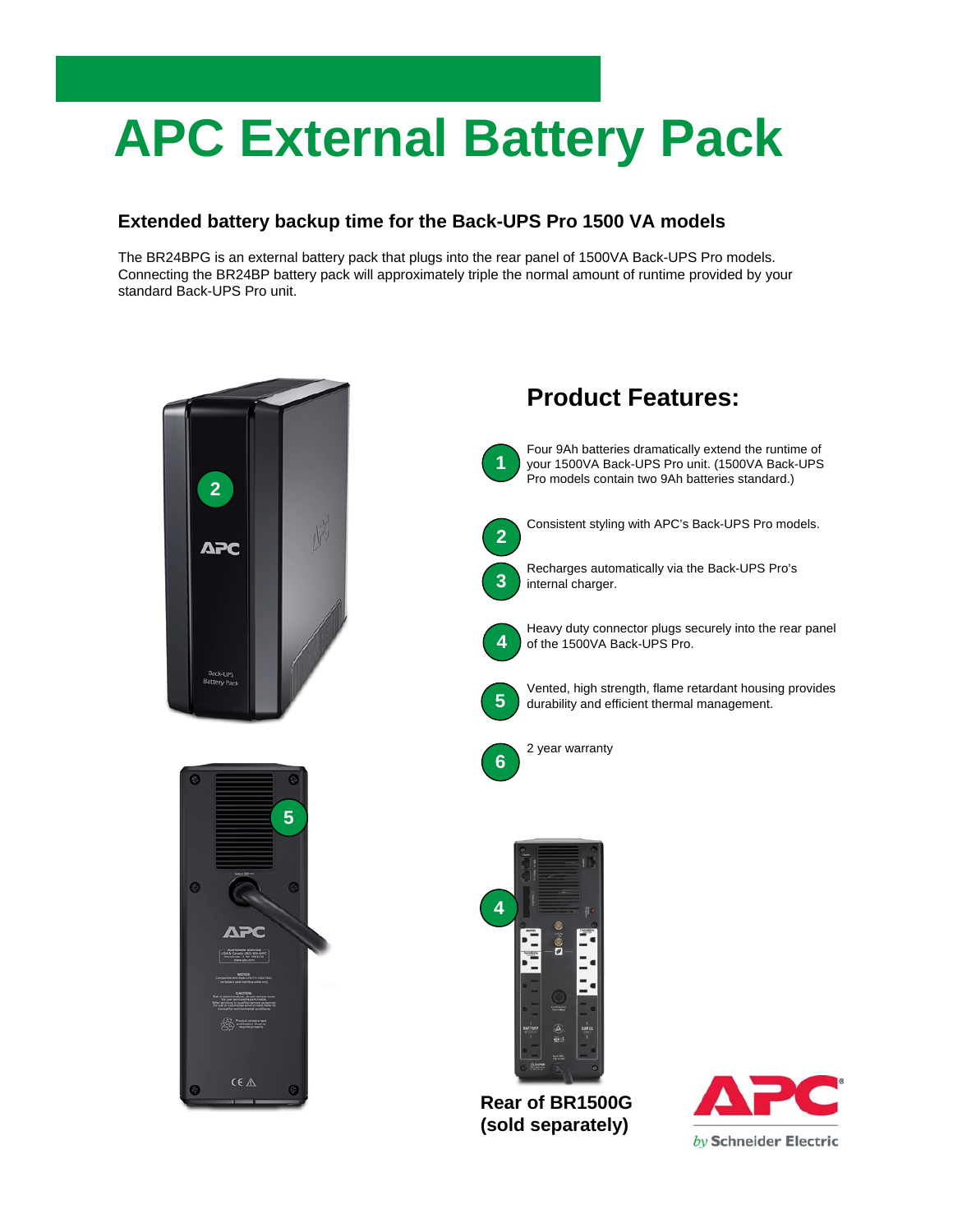# APC External Battery Pack

## Extended battery backup time for the Back-UPS Pro 1500 VA models

The BR24BPG is an external battery pack that plugs into the rear panel of 1500VA Back-UPS Pro models. Connecting the BR24BP battery pack will approximately triple the normal amount of runtime provided by your standard Back-UPS Pro unit.

## Product Features:

1. Four 9Ah batteries dramatically extend the runtime of your 1500VA Back-UPS Pro unit. (1500VA Back-UPS Pro models contain two 9Ah batteries standard.)
2. Consistent styling with APC's Back-UPS Pro models.
3. Recharges automatically via the Back-UPS Pro's internal charger.
4. Heavy duty connector plugs securely into the rear panel of the 1500VA Back-UPS Pro.
5. Vented, high strength, flame retardant housing provides durability and efficient thermal management.
6. 2 year warranty

**Rear of BR1500G (sold separately)**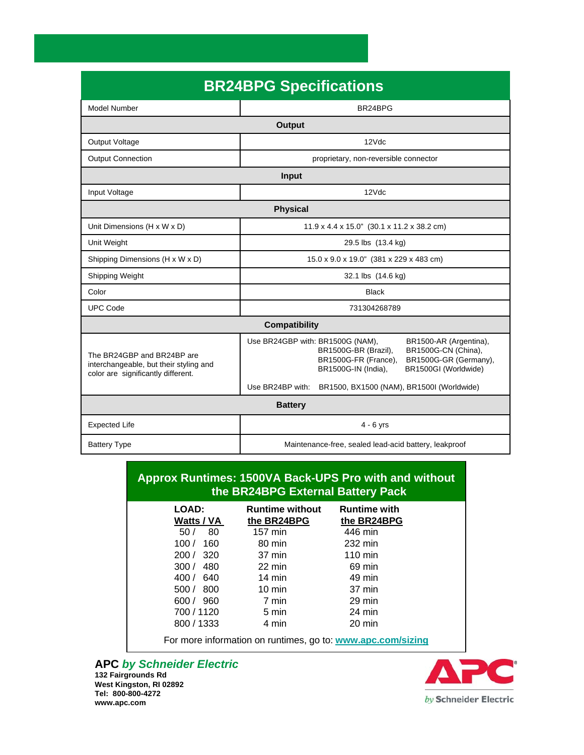# BR24BPG Specifications

| | |
|---|---|
| Model Number | BR24BPG |
| **Output** | |
| Output Voltage | 12Vdc |
| Output Connection | proprietary, non-reversible connector |
| **Input** | |
| Input Voltage | 12Vdc |
| **Physical** | |
| Unit Dimensions (H x W x D) | 11.9 x 4.4 x 15.0" (30.1 x 11.2 x 38.2 cm) |
| Unit Weight | 29.5 lbs (13.4 kg) |
| Shipping Dimensions (H x W x D) | 15.0 x 9.0 x 19.0" (381 x 229 x 483 cm) |
| Shipping Weight | 32.1 lbs (14.6 kg) |
| Color | Black |
| UPC Code | 731304268789 |
| **Compatibility** | |
| The BR24GBP and BR24BP are interchangeable, but their styling and color are significantly different. | Use BR24GBP with: BR1500G (NAM), BR1500-AR (Argentina), BR1500G-BR (Brazil), BR1500G-CN (China), BR1500G-FR (France), BR1500G-GR (Germany), BR1500G-IN (India), BR1500GI (Worldwide)<br>Use BR24BP with: BR1500, BX1500 (NAM), BR1500I (Worldwide) |
| **Battery** | |
| Expected Life | 4 - 6 yrs |
| Battery Type | Maintenance-free, sealed lead-acid battery, leakproof |

## Approx Runtimes: 1500VA Back-UPS Pro with and without the BR24BPG External Battery Pack

| LOAD: Watts / VA | Runtime without the BR24BPG | Runtime with the BR24BPG |
|---|---|---|
| 50 / 80 | 157 min | 446 min |
| 100 / 160 | 80 min | 232 min |
| 200 / 320 | 37 min | 110 min |
| 300 / 480 | 22 min | 69 min |
| 400 / 640 | 14 min | 49 min |
| 500 / 800 | 10 min | 37 min |
| 600 / 960 | 7 min | 29 min |
| 700 / 1120 | 5 min | 24 min |
| 800 / 1333 | 4 min | 20 min |

For more information on runtimes, go to: **www.apc.com/sizing**

**APC** ***by Schneider Electric***
**132 Fairgrounds Rd**
**West Kingston, RI 02892**
**Tel: 800-800-4272**
**www.apc.com**

APC by Schneider Electric